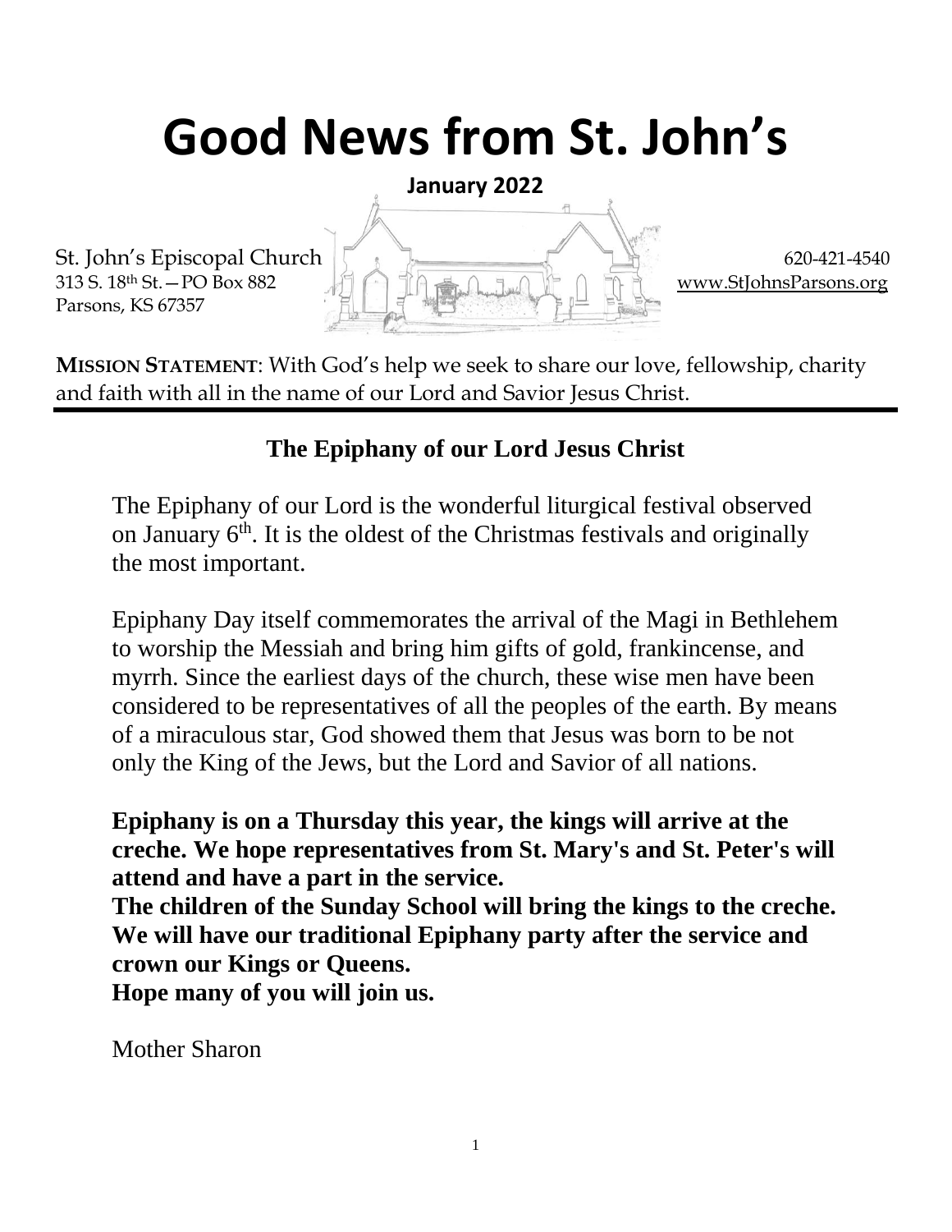# Good News from St. John's

**January 2022**

St. John's Episcopal Church
313 S. 18th St.—PO Box 882
Parsons, KS 67357

620-421-4540
www.StJohnsParsons.org

**MISSION STATEMENT**: With God's help we seek to share our love, fellowship, charity and faith with all in the name of our Lord and Savior Jesus Christ.

## The Epiphany of our Lord Jesus Christ

The Epiphany of our Lord is the wonderful liturgical festival observed on January 6th. It is the oldest of the Christmas festivals and originally the most important.

Epiphany Day itself commemorates the arrival of the Magi in Bethlehem to worship the Messiah and bring him gifts of gold, frankincense, and myrrh. Since the earliest days of the church, these wise men have been considered to be representatives of all the peoples of the earth. By means of a miraculous star, God showed them that Jesus was born to be not only the King of the Jews, but the Lord and Savior of all nations.

**Epiphany is on a Thursday this year, the kings will arrive at the creche. We hope representatives from St. Mary's and St. Peter's will attend and have a part in the service.**
**The children of the Sunday School will bring the kings to the creche. We will have our traditional Epiphany party after the service and crown our Kings or Queens.**
**Hope many of you will join us.**

Mother Sharon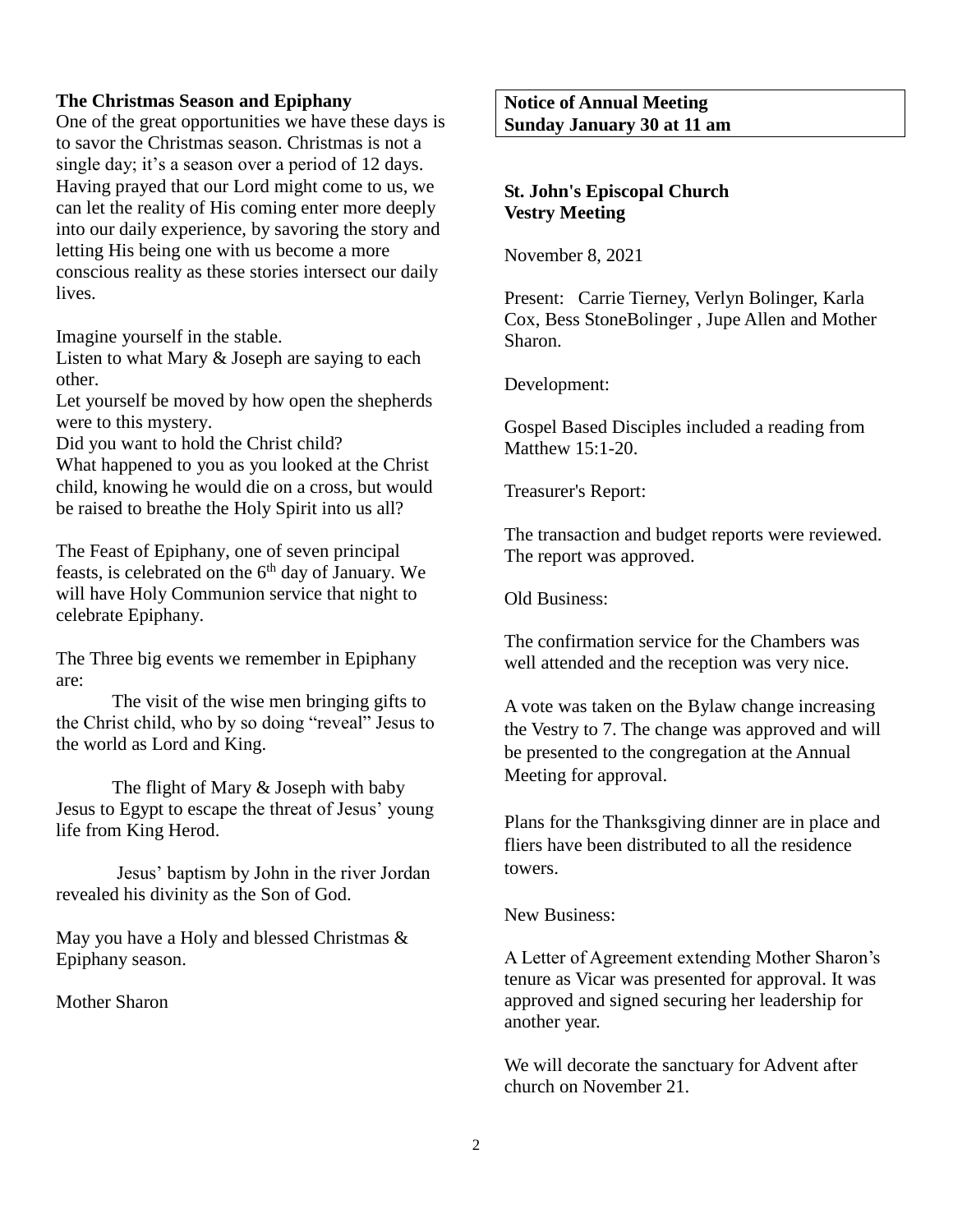**The Christmas Season and Epiphany**

One of the great opportunities we have these days is to savor the Christmas season. Christmas is not a single day; it's a season over a period of 12 days. Having prayed that our Lord might come to us, we can let the reality of His coming enter more deeply into our daily experience, by savoring the story and letting His being one with us become a more conscious reality as these stories intersect our daily lives.

Imagine yourself in the stable.
Listen to what Mary & Joseph are saying to each other.
Let yourself be moved by how open the shepherds were to this mystery.
Did you want to hold the Christ child?
What happened to you as you looked at the Christ child, knowing he would die on a cross, but would be raised to breathe the Holy Spirit into us all?

The Feast of Epiphany, one of seven principal feasts, is celebrated on the 6th day of January. We will have Holy Communion service that night to celebrate Epiphany.

The Three big events we remember in Epiphany are:

The visit of the wise men bringing gifts to the Christ child, who by so doing "reveal" Jesus to the world as Lord and King.

The flight of Mary & Joseph with baby Jesus to Egypt to escape the threat of Jesus' young life from King Herod.

Jesus' baptism by John in the river Jordan revealed his divinity as the Son of God.

May you have a Holy and blessed Christmas & Epiphany season.

Mother Sharon

**Notice of Annual Meeting**
**Sunday January 30 at 11 am**

**St. John's Episcopal Church**
**Vestry Meeting**

November 8, 2021

Present: Carrie Tierney, Verlyn Bolinger, Karla Cox, Bess StoneBolinger , Jupe Allen and Mother Sharon.

Development:

Gospel Based Disciples included a reading from Matthew 15:1-20.

Treasurer's Report:

The transaction and budget reports were reviewed. The report was approved.

Old Business:

The confirmation service for the Chambers was well attended and the reception was very nice.

A vote was taken on the Bylaw change increasing the Vestry to 7. The change was approved and will be presented to the congregation at the Annual Meeting for approval.

Plans for the Thanksgiving dinner are in place and fliers have been distributed to all the residence towers.

New Business:

A Letter of Agreement extending Mother Sharon's tenure as Vicar was presented for approval. It was approved and signed securing her leadership for another year.

We will decorate the sanctuary for Advent after church on November 21.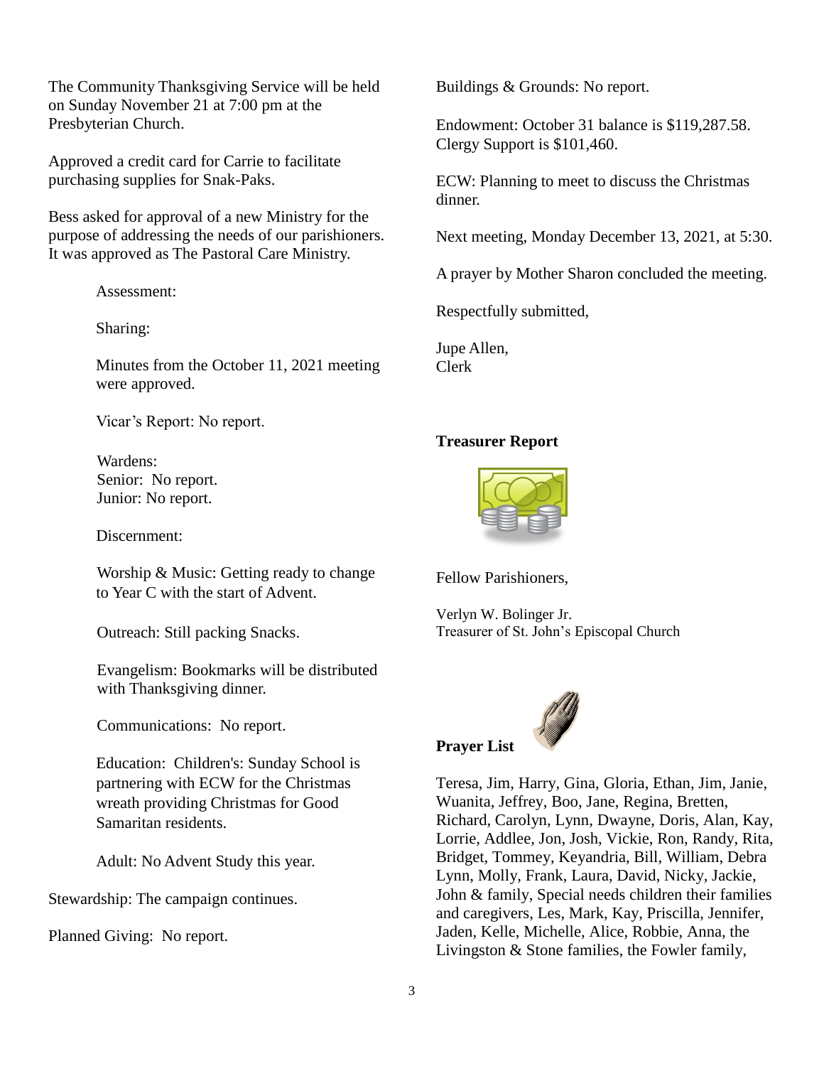The Community Thanksgiving Service will be held on Sunday November 21 at 7:00 pm at the Presbyterian Church.

Approved a credit card for Carrie to facilitate purchasing supplies for Snak-Paks.

Bess asked for approval of a new Ministry for the purpose of addressing the needs of our parishioners. It was approved as The Pastoral Care Ministry.

Assessment:

Sharing:

Minutes from the October 11, 2021 meeting were approved.

Vicar's Report: No report.

Wardens:
Senior: No report.
Junior: No report.

Discernment:

Worship & Music: Getting ready to change to Year C with the start of Advent.

Outreach: Still packing Snacks.

Evangelism: Bookmarks will be distributed with Thanksgiving dinner.

Communications: No report.

Education: Children's: Sunday School is partnering with ECW for the Christmas wreath providing Christmas for Good Samaritan residents.

Adult: No Advent Study this year.

Stewardship: The campaign continues.

Planned Giving: No report.

Buildings & Grounds: No report.

Endowment: October 31 balance is $119,287.58. Clergy Support is $101,460.

ECW: Planning to meet to discuss the Christmas dinner.

Next meeting, Monday December 13, 2021, at 5:30.

A prayer by Mother Sharon concluded the meeting.

Respectfully submitted,

Jupe Allen,
Clerk

**Treasurer Report**

Fellow Parishioners,

Verlyn W. Bolinger Jr.
Treasurer of St. John's Episcopal Church

**Prayer List**

Teresa, Jim, Harry, Gina, Gloria, Ethan, Jim, Janie, Wuanita, Jeffrey, Boo, Jane, Regina, Bretten, Richard, Carolyn, Lynn, Dwayne, Doris, Alan, Kay, Lorrie, Addlee, Jon, Josh, Vickie, Ron, Randy, Rita, Bridget, Tommey, Keyandria, Bill, William, Debra Lynn, Molly, Frank, Laura, David, Nicky, Jackie, John & family, Special needs children their families and caregivers, Les, Mark, Kay, Priscilla, Jennifer, Jaden, Kelle, Michelle, Alice, Robbie, Anna, the Livingston & Stone families, the Fowler family,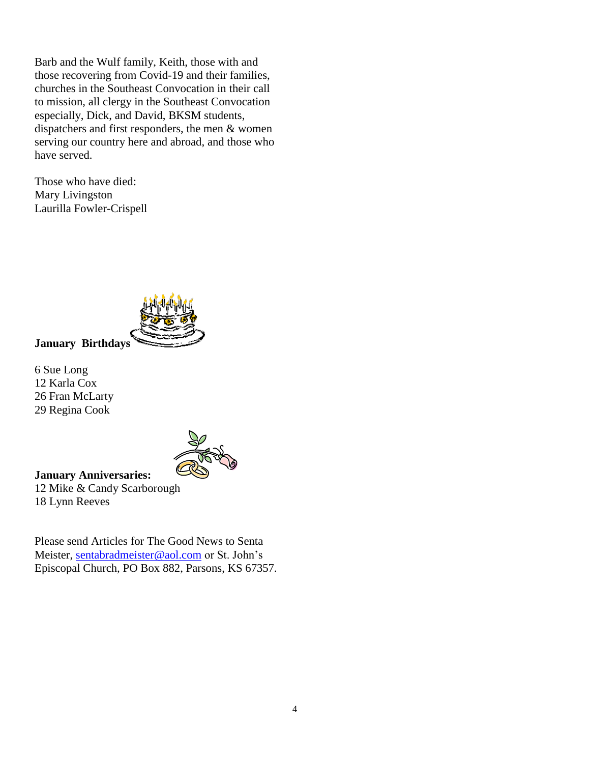Barb and the Wulf family, Keith, those with and those recovering from Covid-19 and their families, churches in the Southeast Convocation in their call to mission, all clergy in the Southeast Convocation especially, Dick, and David, BKSM students, dispatchers and first responders, the men & women serving our country here and abroad, and those who have served.

Those who have died:
Mary Livingston
Laurilla Fowler-Crispell

**January Birthdays**

6 Sue Long
12 Karla Cox
26 Fran McLarty
29 Regina Cook

**January Anniversaries:**
12 Mike & Candy Scarborough
18 Lynn Reeves

Please send Articles for The Good News to Senta Meister, sentabradmeister@aol.com or St. John's Episcopal Church, PO Box 882, Parsons, KS 67357.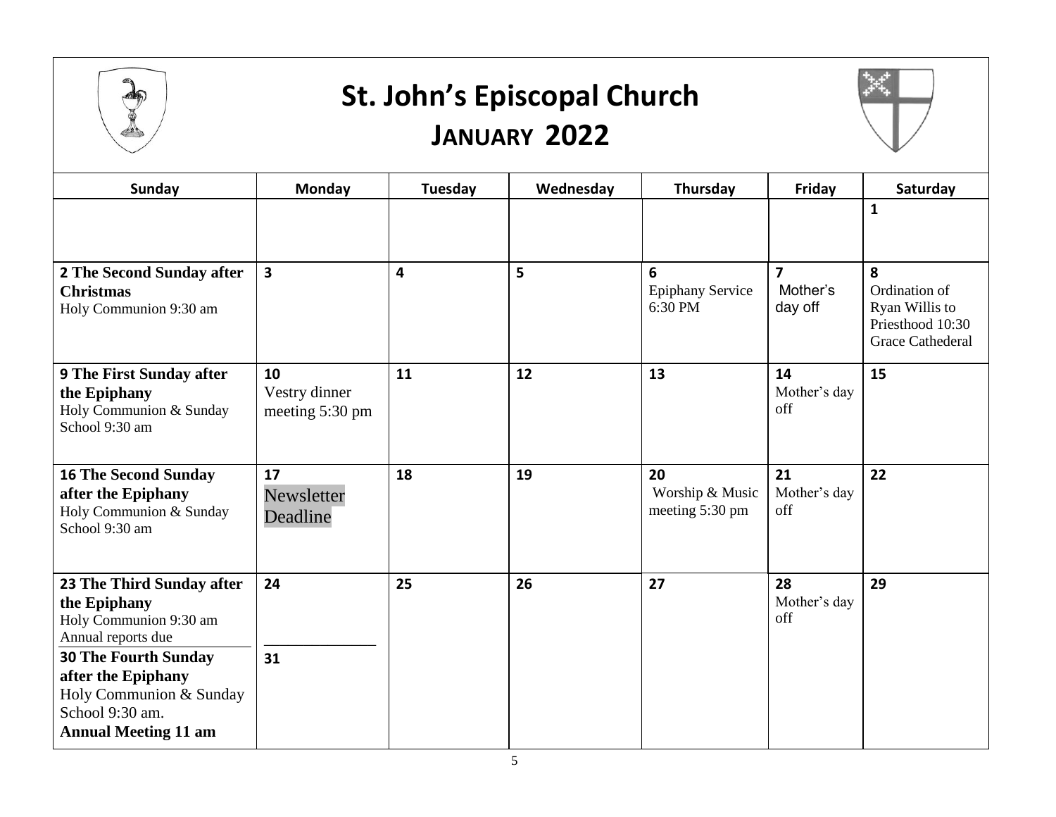# St. John's Episcopal Church

## JANUARY 2022

| Sunday | Monday | Tuesday | Wednesday | Thursday | Friday | Saturday |
|---|---|---|---|---|---|---|
| | | | | | | 1 |
| **2 The Second Sunday after Christmas** Holy Communion 9:30 am | 3 | 4 | 5 | 6 Epiphany Service 6:30 PM | 7 Mother's day off | 8 Ordination of Ryan Willis to Priesthood 10:30 Grace Cathederal |
| **9 The First Sunday after the Epiphany** Holy Communion & Sunday School 9:30 am | 10 Vestry dinner meeting 5:30 pm | 11 | 12 | 13 | 14 Mother's day off | 15 |
| **16 The Second Sunday after the Epiphany** Holy Communion & Sunday School 9:30 am | 17 Newsletter Deadline | 18 | 19 | 20 Worship & Music meeting 5:30 pm | 21 Mother's day off | 22 |
| **23 The Third Sunday after the Epiphany** Holy Communion 9:30 am Annual reports due / **30 The Fourth Sunday after the Epiphany** Holy Communion & Sunday School 9:30 am. **Annual Meeting 11 am** | 24 / 31 | 25 | 26 | 27 | 28 Mother's day off | 29 |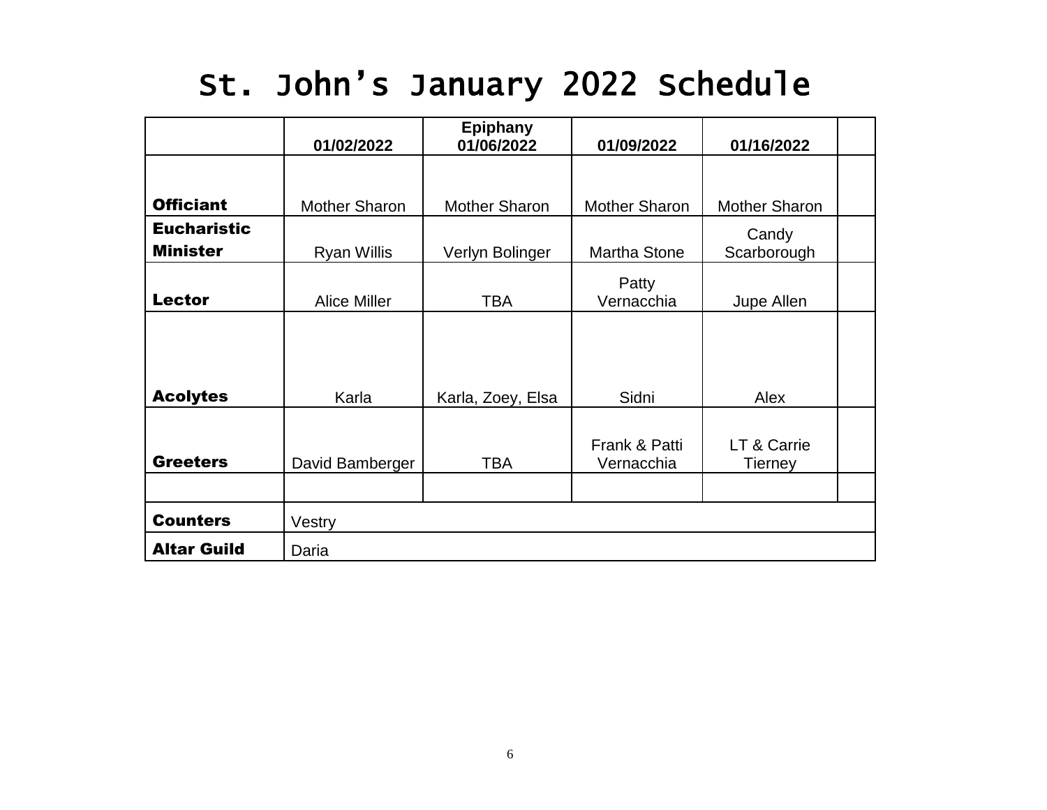# St. John's January 2022 Schedule

| | 01/02/2022 | Epiphany 01/06/2022 | 01/09/2022 | 01/16/2022 | |
|---|---|---|---|---|---|
| **Officiant** | Mother Sharon | Mother Sharon | Mother Sharon | Mother Sharon | |
| **Eucharistic Minister** | Ryan Willis | Verlyn Bolinger | Martha Stone | Candy Scarborough | |
| **Lector** | Alice Miller | TBA | Patty Vernacchia | Jupe Allen | |
| **Acolytes** | Karla | Karla, Zoey, Elsa | Sidni | Alex | |
| **Greeters** | David Bamberger | TBA | Frank & Patti Vernacchia | LT & Carrie Tierney | |
| | | | | | |
| **Counters** | Vestry | | | | |
| **Altar Guild** | Daria | | | | |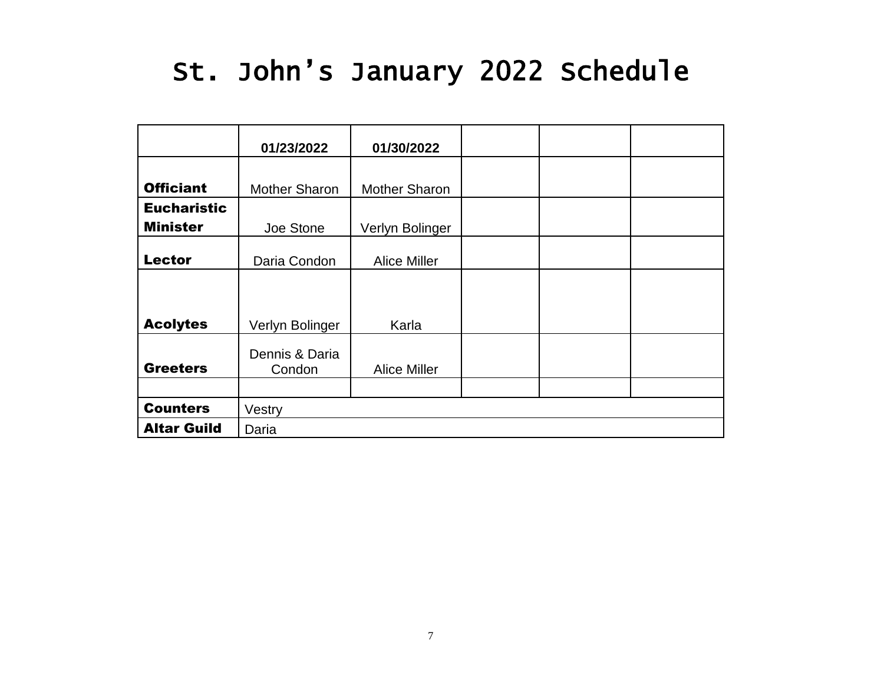# St. John's January 2022 Schedule

| | 01/23/2022 | 01/30/2022 | | | |
|---|---|---|---|---|---|
| **Officiant** | Mother Sharon | Mother Sharon | | | |
| **Eucharistic Minister** | Joe Stone | Verlyn Bolinger | | | |
| **Lector** | Daria Condon | Alice Miller | | | |
| **Acolytes** | Verlyn Bolinger | Karla | | | |
| **Greeters** | Dennis & Daria Condon | Alice Miller | | | |
| | | | | | |
| **Counters** | Vestry | | | | |
| **Altar Guild** | Daria | | | | |